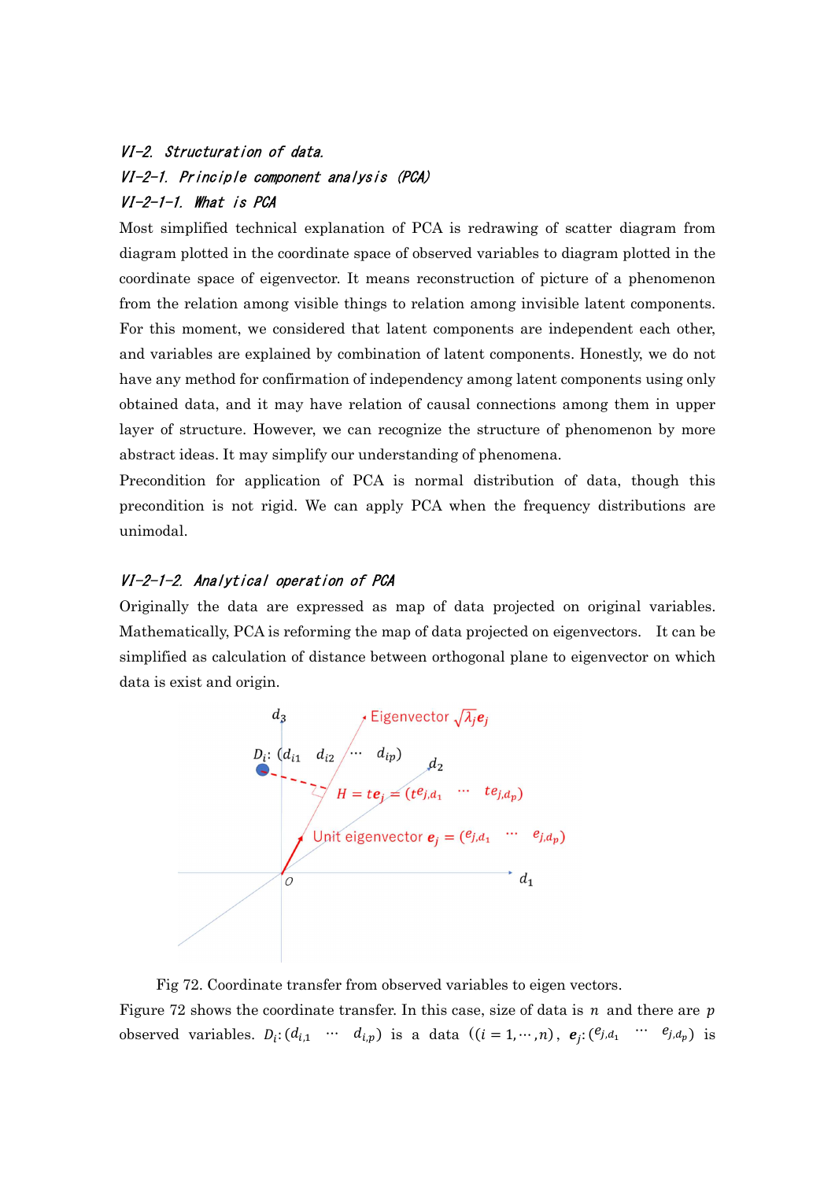### VI-2. Structuration of data.

### VI-2-1. Principle component analysis (PCA)

### VI-2-1-1. What is PCA

Most simplified technical explanation of PCA is redrawing of scatter diagram from diagram plotted in the coordinate space of observed variables to diagram plotted in the coordinate space of eigenvector. It means reconstruction of picture of a phenomenon from the relation among visible things to relation among invisible latent components. For this moment, we considered that latent components are independent each other, and variables are explained by combination of latent components. Honestly, we do not have any method for confirmation of independency among latent components using only obtained data, and it may have relation of causal connections among them in upper layer of structure. However, we can recognize the structure of phenomenon by more abstract ideas. It may simplify our understanding of phenomena.

Precondition for application of PCA is normal distribution of data, though this precondition is not rigid. We can apply PCA when the frequency distributions are unimodal.

### VI-2-1-2. Analytical operation of PCA

Originally the data are expressed as map of data projected on original variables. Mathematically, PCA is reforming the map of data projected on eigenvectors. It can be simplified as calculation of distance between orthogonal plane to eigenvector on which data is exist and origin.

Fig 72. Coordinate transfer from observed variables to eigen vectors.

Figure 72 shows the coordinate transfer. In this case, size of data is $n$ and there are $p$ observed variables. $D_i: (d_{i,1} \ \cdots \ d_{i,p})$ is a data $((i = 1, \cdots, n)$, $\boldsymbol{e}_j: (e_{j,d_1} \ \cdots \ e_{j,d_p})$ is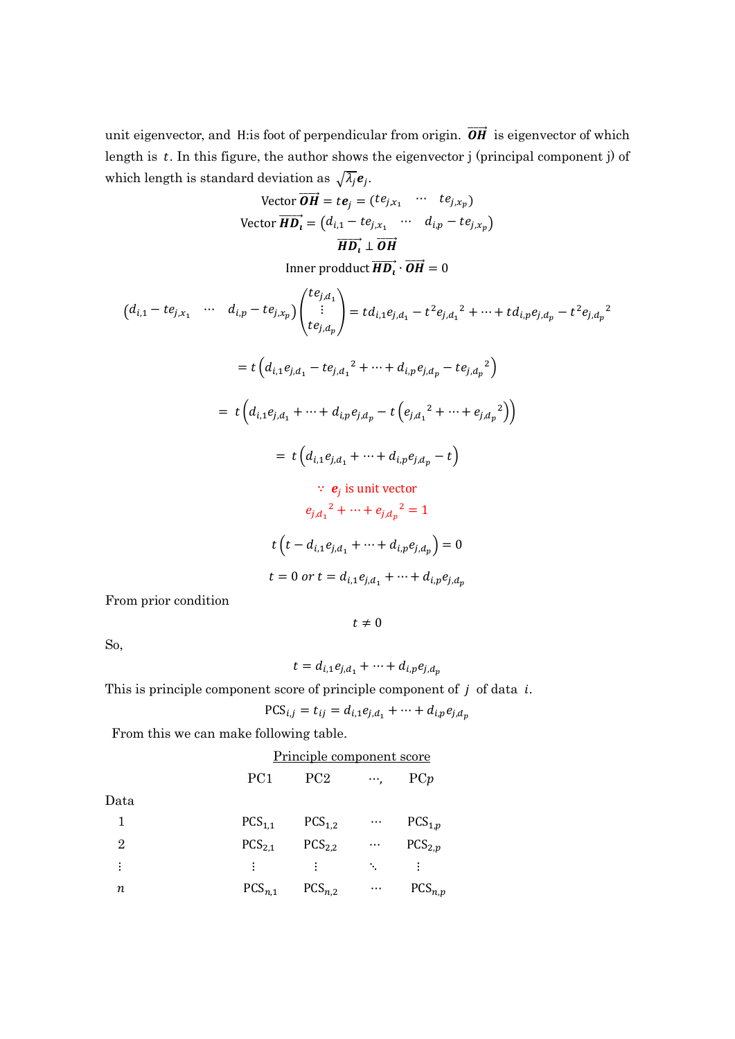unit eigenvector, and H:is foot of perpendicular from origin. $\overrightarrow{\boldsymbol{OH}}$ is eigenvector of which length is $t$. In this figure, the author shows the eigenvector j (principal component j) of which length is standard deviation as $\sqrt{\lambda_j}\boldsymbol{e}_j$.

$$\text{Vector } \overrightarrow{\boldsymbol{OH}} = t\boldsymbol{e}_j = (te_{j,x_1} \quad \cdots \quad te_{j,x_p})$$

$$\text{Vector } \overrightarrow{\boldsymbol{HD_\iota}} = (d_{i,1} - te_{j,x_1} \quad \cdots \quad d_{i,p} - te_{j,x_p})$$

$$\overrightarrow{\boldsymbol{HD_\iota}} \perp \overrightarrow{\boldsymbol{OH}}$$

$$\text{Inner prodduct } \overrightarrow{\boldsymbol{HD_\iota}} \cdot \overrightarrow{\boldsymbol{OH}} = 0$$

$$(d_{i,1} - te_{j,x_1} \quad \cdots \quad d_{i,p} - te_{j,x_p})\begin{pmatrix} te_{j,d_1} \\ \vdots \\ te_{j,d_p} \end{pmatrix} = td_{i,1}e_{j,d_1} - t^2{e_{j,d_1}}^2 + \cdots + td_{i,p}e_{j,d_p} - t^2{e_{j,d_p}}^2$$

$$= t\left(d_{i,1}e_{j,d_1} - t{e_{j,d_1}}^2 + \cdots + d_{i,p}e_{j,d_p} - t{e_{j,d_p}}^2\right)$$

$$= t\left(d_{i,1}e_{j,d_1} + \cdots + d_{i,p}e_{j,d_p} - t\left({e_{j,d_1}}^2 + \cdots + {e_{j,d_p}}^2\right)\right)$$

$$= t\left(d_{i,1}e_{j,d_1} + \cdots + d_{i,p}e_{j,d_p} - t\right)$$

$\because$ $\boldsymbol{e}_j$ is unit vector

$${e_{j,d_1}}^2 + \cdots + {e_{j,d_p}}^2 = 1$$

$$t\left(t - d_{i,1}e_{j,d_1} + \cdots + d_{i,p}e_{j,d_p}\right) = 0$$

$$t = 0 \ or \ t = d_{i,1}e_{j,d_1} + \cdots + d_{i,p}e_{j,d_p}$$

From prior condition

$$t \neq 0$$

So,

$$t = d_{i,1}e_{j,d_1} + \cdots + d_{i,p}e_{j,d_p}$$

This is principle component score of principle component of $j$ of data $i$.

$$\mathrm{PCS}_{i,j} = t_{ij} = d_{i,1}e_{j,d_1} + \cdots + d_{i,p}e_{j,d_p}$$

From this we can make following table.

Principle component score

| Data | PC1 | PC2 | ⋯, | PC$p$ |
|---|---|---|---|---|
| 1 | $\mathrm{PCS}_{1,1}$ | $\mathrm{PCS}_{1,2}$ | ⋯ | $\mathrm{PCS}_{1,p}$ |
| 2 | $\mathrm{PCS}_{2,1}$ | $\mathrm{PCS}_{2,2}$ | ⋯ | $\mathrm{PCS}_{2,p}$ |
| ⋮ | ⋮ | ⋮ | ⋱ | ⋮ |
| $n$ | $\mathrm{PCS}_{n,1}$ | $\mathrm{PCS}_{n,2}$ | ⋯ | $\mathrm{PCS}_{n,p}$ |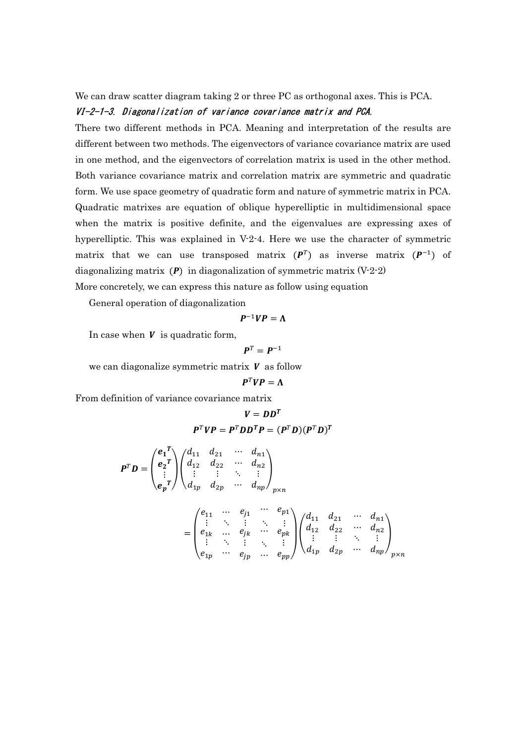We can draw scatter diagram taking 2 or three PC as orthogonal axes. This is PCA.

### *VI-2-1-3. Diagonalization of variance covariance matrix and PCA.*

There two different methods in PCA. Meaning and interpretation of the results are different between two methods. The eigenvectors of variance covariance matrix are used in one method, and the eigenvectors of correlation matrix is used in the other method. Both variance covariance matrix and correlation matrix are symmetric and quadratic form. We use space geometry of quadratic form and nature of symmetric matrix in PCA. Quadratic matrixes are equation of oblique hyperelliptic in multidimensional space when the matrix is positive definite, and the eigenvalues are expressing axes of hyperelliptic. This was explained in V-2-4. Here we use the character of symmetric matrix that we can use transposed matrix ($\boldsymbol{P}^T$) as inverse matrix ($\boldsymbol{P}^{-1}$) of diagonalizing matrix ($\boldsymbol{P}$) in diagonalization of symmetric matrix (V-2-2)

More concretely, we can express this nature as follow using equation

General operation of diagonalization

$$\boldsymbol{P}^{-1}\boldsymbol{V}\boldsymbol{P} = \boldsymbol{\Lambda}$$

In case when $\boldsymbol{V}$ is quadratic form,

$$\boldsymbol{P}^T = \boldsymbol{P}^{-1}$$

we can diagonalize symmetric matrix $\boldsymbol{V}$ as follow

$$\boldsymbol{P}^T\boldsymbol{V}\boldsymbol{P} = \boldsymbol{\Lambda}$$

From definition of variance covariance matrix

$$\boldsymbol{V} = \boldsymbol{D}\boldsymbol{D}^{\boldsymbol{T}}$$

$$\boldsymbol{P}^T\boldsymbol{V}\boldsymbol{P} = \boldsymbol{P}^T\boldsymbol{D}\boldsymbol{D}^{\boldsymbol{T}}\boldsymbol{P} = (\boldsymbol{P}^T\boldsymbol{D})(\boldsymbol{P}^T\boldsymbol{D})^{\boldsymbol{T}}$$

$$\boldsymbol{P}^T\boldsymbol{D} = \begin{pmatrix} \boldsymbol{e_1}^{\boldsymbol{T}} \\ \boldsymbol{e_2}^{\boldsymbol{T}} \\ \vdots \\ \boldsymbol{e_p}^{\boldsymbol{T}} \end{pmatrix} \begin{pmatrix} d_{11} & d_{21} & \cdots & d_{n1} \\ d_{12} & d_{22} & \cdots & d_{n2} \\ \vdots & \vdots & \ddots & \vdots \\ d_{1p} & d_{2p} & \cdots & d_{np} \end{pmatrix}_{p\times n}$$

$$= \begin{pmatrix} e_{11} & \cdots & e_{j1} & \cdots & e_{p1} \\ \vdots & \ddots & \vdots & \ddots & \vdots \\ e_{1k} & \cdots & e_{jk} & \cdots & e_{pk} \\ \vdots & \ddots & \vdots & \ddots & \vdots \\ e_{1p} & \cdots & e_{jp} & \cdots & e_{pp} \end{pmatrix} \begin{pmatrix} d_{11} & d_{21} & \cdots & d_{n1} \\ d_{12} & d_{22} & \cdots & d_{n2} \\ \vdots & \vdots & \ddots & \vdots \\ d_{1p} & d_{2p} & \cdots & d_{np} \end{pmatrix}_{p\times n}$$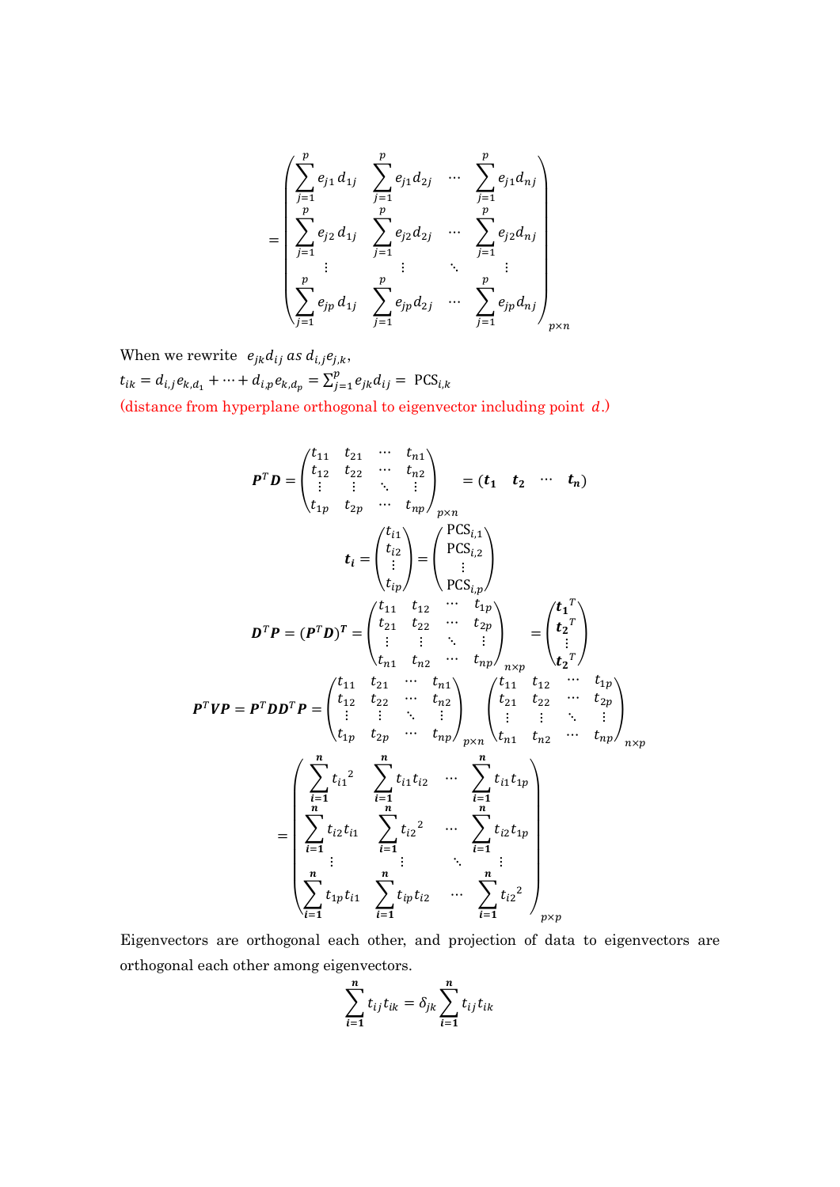$$
= \begin{pmatrix} \sum_{j=1}^{p} e_{j1} d_{1j} & \sum_{j=1}^{p} e_{j1} d_{2j} & \cdots & \sum_{j=1}^{p} e_{j1} d_{nj} \\ \sum_{j=1}^{p} e_{j2} d_{1j} & \sum_{j=1}^{p} e_{j2} d_{2j} & \cdots & \sum_{j=1}^{p} e_{j2} d_{nj} \\ \vdots & \vdots & \ddots & \vdots \\ \sum_{j=1}^{p} e_{jp} d_{1j} & \sum_{j=1}^{p} e_{jp} d_{2j} & \cdots & \sum_{j=1}^{p} e_{jp} d_{nj} \end{pmatrix}_{p \times n}
$$

When we rewrite $e_{jk} d_{ij}$ *as* $d_{i,j} e_{j,k}$,

$t_{ik} = d_{i,j} e_{k,d_1} + \cdots + d_{i,p} e_{k,d_p} = \sum_{j=1}^{p} e_{jk} d_{ij} = \mathrm{PCS}_{i,k}$

(distance from hyperplane orthogonal to eigenvector including point $d$.)

$$
\boldsymbol{P}^T \boldsymbol{D} = \begin{pmatrix} t_{11} & t_{21} & \cdots & t_{n1} \\ t_{12} & t_{22} & \cdots & t_{n2} \\ \vdots & \vdots & \ddots & \vdots \\ t_{1p} & t_{2p} & \cdots & t_{np} \end{pmatrix}_{p \times n} = (\boldsymbol{t_1} \quad \boldsymbol{t_2} \quad \cdots \quad \boldsymbol{t_n})
$$

$$
\boldsymbol{t_i} = \begin{pmatrix} t_{i1} \\ t_{i2} \\ \vdots \\ t_{ip} \end{pmatrix} = \begin{pmatrix} \mathrm{PCS}_{i,1} \\ \mathrm{PCS}_{i,2} \\ \vdots \\ \mathrm{PCS}_{i,p} \end{pmatrix}
$$

$$
\boldsymbol{D}^T \boldsymbol{P} = (\boldsymbol{P}^T \boldsymbol{D})^{\boldsymbol{T}} = \begin{pmatrix} t_{11} & t_{12} & \cdots & t_{1p} \\ t_{21} & t_{22} & \cdots & t_{2p} \\ \vdots & \vdots & \ddots & \vdots \\ t_{n1} & t_{n2} & \cdots & t_{np} \end{pmatrix}_{n \times p} = \begin{pmatrix} \boldsymbol{t_1}^T \\ \boldsymbol{t_2}^T \\ \vdots \\ \boldsymbol{t_2}^T \end{pmatrix}
$$

$$
\boldsymbol{P}^T \boldsymbol{V} \boldsymbol{P} = \boldsymbol{P}^T \boldsymbol{D} \boldsymbol{D}^T \boldsymbol{P} = \begin{pmatrix} t_{11} & t_{21} & \cdots & t_{n1} \\ t_{12} & t_{22} & \cdots & t_{n2} \\ \vdots & \vdots & \ddots & \vdots \\ t_{1p} & t_{2p} & \cdots & t_{np} \end{pmatrix}_{p \times n} \begin{pmatrix} t_{11} & t_{12} & \cdots & t_{1p} \\ t_{21} & t_{22} & \cdots & t_{2p} \\ \vdots & \vdots & \ddots & \vdots \\ t_{n1} & t_{n2} & \cdots & t_{np} \end{pmatrix}_{n \times p}
$$

$$
= \begin{pmatrix} \sum_{i=1}^{n} {t_{i1}}^2 & \sum_{i=1}^{n} t_{i1} t_{i2} & \cdots & \sum_{i=1}^{n} t_{i1} t_{1p} \\ \sum_{i=1}^{n} t_{i2} t_{i1} & \sum_{i=1}^{n} {t_{i2}}^2 & \cdots & \sum_{i=1}^{n} t_{i2} t_{1p} \\ \vdots & \vdots & \ddots & \vdots \\ \sum_{i=1}^{n} t_{1p} t_{i1} & \sum_{i=1}^{n} t_{ip} t_{i2} & \cdots & \sum_{i=1}^{n} {t_{i2}}^2 \end{pmatrix}_{p \times p}
$$

Eigenvectors are orthogonal each other, and projection of data to eigenvectors are orthogonal each other among eigenvectors.

$$
\sum_{i=1}^{n} t_{ij} t_{ik} = \delta_{jk} \sum_{i=1}^{n} t_{ij} t_{ik}
$$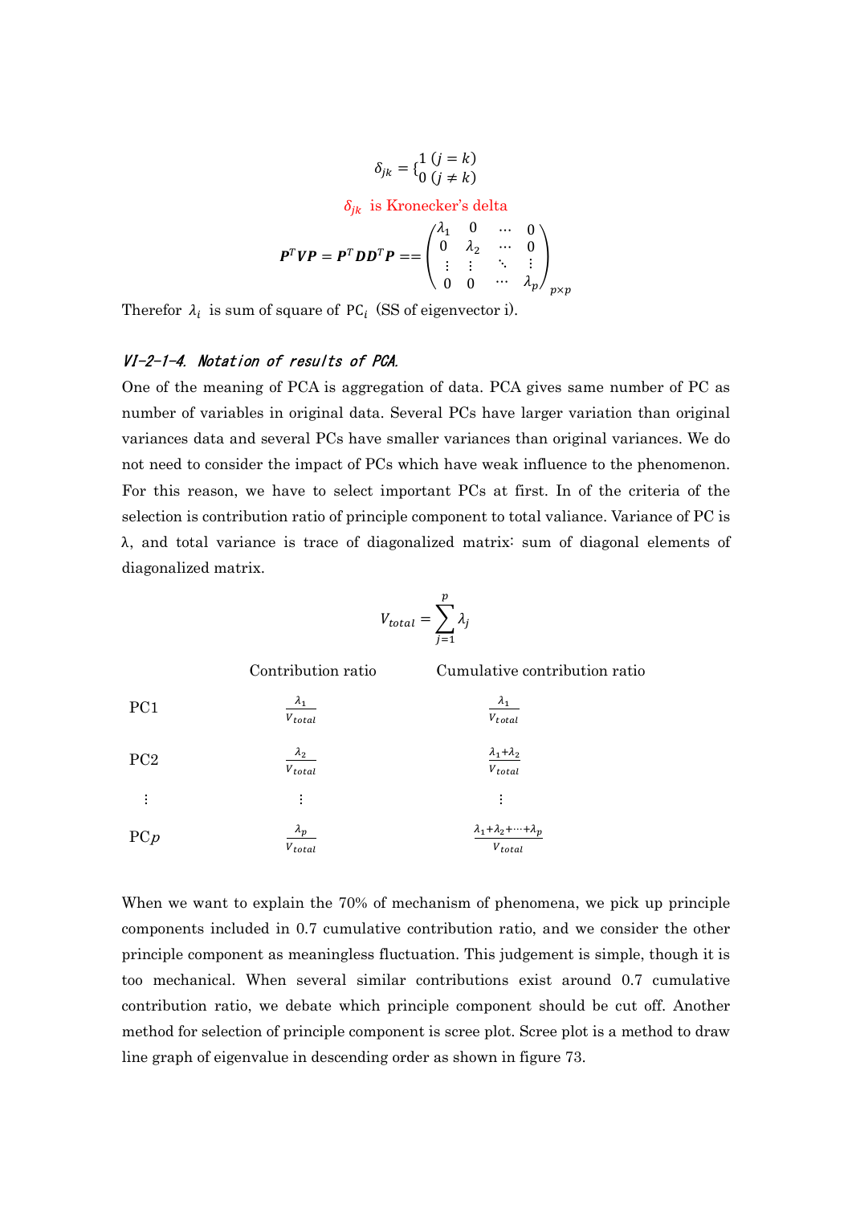$$\delta_{jk} = \begin{cases} 1 \ (j = k) \\ 0 \ (j \neq k) \end{cases}$$

$\delta_{jk}$ is Kronecker's delta

$$\boldsymbol{P}^T\boldsymbol{V}\boldsymbol{P} = \boldsymbol{P}^T\boldsymbol{D}\boldsymbol{D}^T\boldsymbol{P} == \begin{pmatrix} \lambda_1 & 0 & \cdots & 0 \\ 0 & \lambda_2 & \cdots & 0 \\ \vdots & \vdots & \ddots & \vdots \\ 0 & 0 & \cdots & \lambda_p \end{pmatrix}_{p \times p}$$

Therefor $\lambda_i$ is sum of square of $\mathrm{PC}_i$ (SS of eigenvector i).

### *VI-2-1-4. Notation of results of PCA.*

One of the meaning of PCA is aggregation of data. PCA gives same number of PC as number of variables in original data. Several PCs have larger variation than original variances data and several PCs have smaller variances than original variances. We do not need to consider the impact of PCs which have weak influence to the phenomenon. For this reason, we have to select important PCs at first. In of the criteria of the selection is contribution ratio of principle component to total valiance. Variance of PC is λ, and total variance is trace of diagonalized matrix: sum of diagonal elements of diagonalized matrix.

$$V_{total} = \sum_{j=1}^{p} \lambda_j$$

| | Contribution ratio | Cumulative contribution ratio |
|---|---|---|
| PC1 | $\frac{\lambda_1}{V_{total}}$ | $\frac{\lambda_1}{V_{total}}$ |
| PC2 | $\frac{\lambda_2}{V_{total}}$ | $\frac{\lambda_1+\lambda_2}{V_{total}}$ |
| ⋮ | ⋮ | ⋮ |
| PC$p$ | $\frac{\lambda_p}{V_{total}}$ | $\frac{\lambda_1+\lambda_2+\cdots+\lambda_p}{V_{total}}$ |

When we want to explain the 70% of mechanism of phenomena, we pick up principle components included in 0.7 cumulative contribution ratio, and we consider the other principle component as meaningless fluctuation. This judgement is simple, though it is too mechanical. When several similar contributions exist around 0.7 cumulative contribution ratio, we debate which principle component should be cut off. Another method for selection of principle component is scree plot. Scree plot is a method to draw line graph of eigenvalue in descending order as shown in figure 73.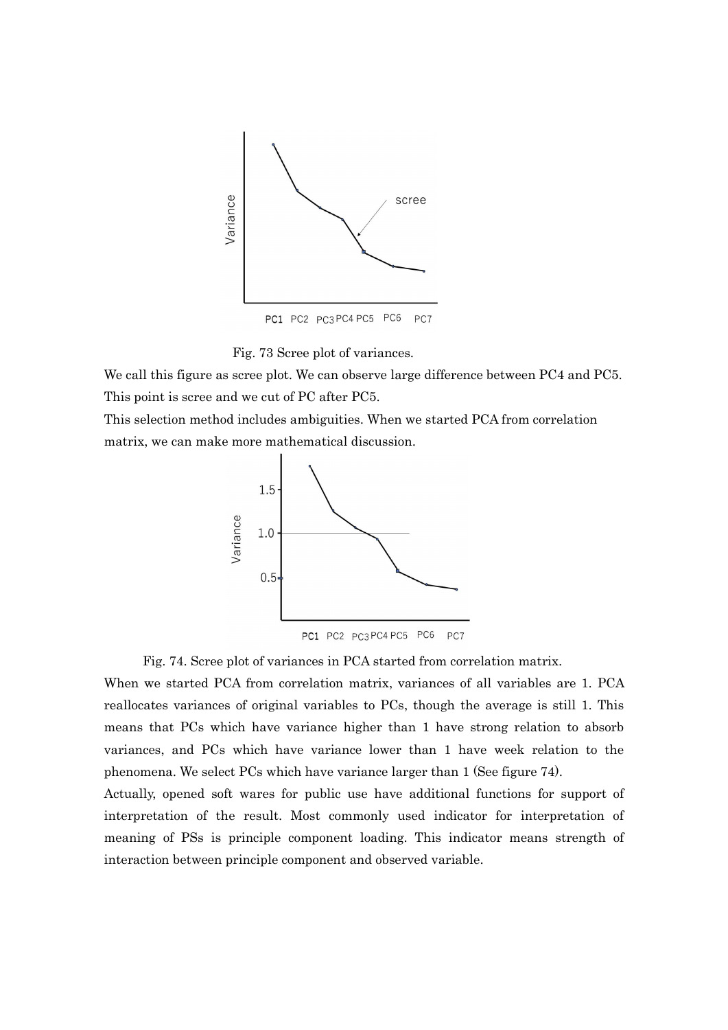Fig. 73 Scree plot of variances.

We call this figure as scree plot. We can observe large difference between PC4 and PC5. This point is scree and we cut of PC after PC5.

This selection method includes ambiguities. When we started PCA from correlation matrix, we can make more mathematical discussion.

Fig. 74. Scree plot of variances in PCA started from correlation matrix.

When we started PCA from correlation matrix, variances of all variables are 1. PCA reallocates variances of original variables to PCs, though the average is still 1. This means that PCs which have variance higher than 1 have strong relation to absorb variances, and PCs which have variance lower than 1 have week relation to the phenomena. We select PCs which have variance larger than 1 (See figure 74).

Actually, opened soft wares for public use have additional functions for support of interpretation of the result. Most commonly used indicator for interpretation of meaning of PSs is principle component loading. This indicator means strength of interaction between principle component and observed variable.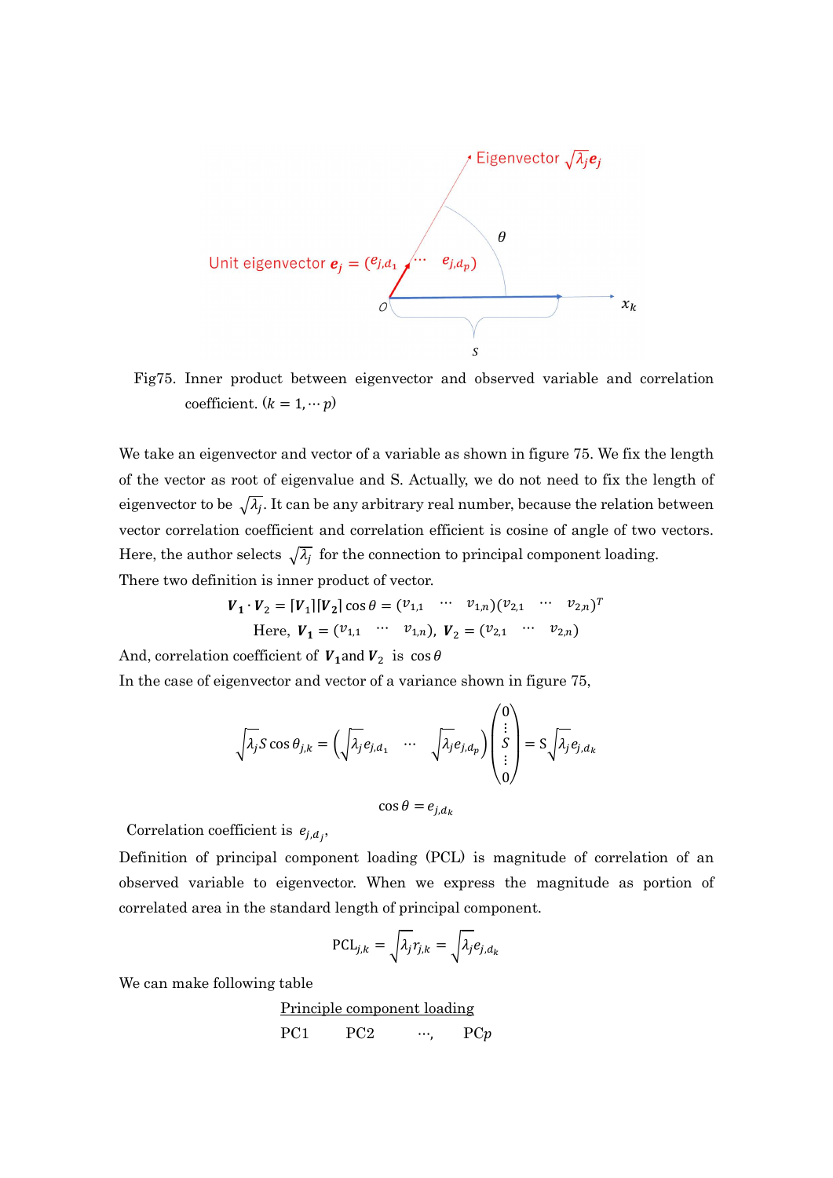Fig75. Inner product between eigenvector and observed variable and correlation coefficient. $(k = 1, \cdots p)$

We take an eigenvector and vector of a variable as shown in figure 75. We fix the length of the vector as root of eigenvalue and S. Actually, we do not need to fix the length of eigenvector to be $\sqrt{\lambda_j}$. It can be any arbitrary real number, because the relation between vector correlation coefficient and correlation efficient is cosine of angle of two vectors. Here, the author selects $\sqrt{\lambda_j}$ for the connection to principal component loading.

There two definition is inner product of vector.

$$\boldsymbol{V_1} \cdot \boldsymbol{V}_2 = [\boldsymbol{V}_1][\boldsymbol{V_2}] \cos\theta = (v_{1,1} \quad \cdots \quad v_{1,n})(v_{2,1} \quad \cdots \quad v_{2,n})^T$$

Here, $\boldsymbol{V_1} = (v_{1,1} \quad \cdots \quad v_{1,n})$, $\boldsymbol{V}_2 = (v_{2,1} \quad \cdots \quad v_{2,n})$

And, correlation coefficient of $\boldsymbol{V_1}$ and $\boldsymbol{V}_2$ is $\cos\theta$

In the case of eigenvector and vector of a variance shown in figure 75,

$$\sqrt{\lambda_j} S \cos\theta_{j,k} = \left(\sqrt{\lambda_j} e_{j,d_1} \quad \cdots \quad \sqrt{\lambda_j} e_{j,d_p}\right)\begin{pmatrix} 0 \\ \vdots \\ S \\ \vdots \\ 0 \end{pmatrix} = \mathrm{S}\sqrt{\lambda_j} e_{j,d_k}$$

$$\cos\theta = e_{j,d_k}$$

Correlation coefficient is $e_{j,d_j}$,

Definition of principal component loading (PCL) is magnitude of correlation of an observed variable to eigenvector. When we express the magnitude as portion of correlated area in the standard length of principal component.

$$\mathrm{PCL}_{j,k} = \sqrt{\lambda_j} r_{j,k} = \sqrt{\lambda_j} e_{j,d_k}$$

We can make following table

<u>Principle component loading</u>

PC1 PC2 ···, PC*p*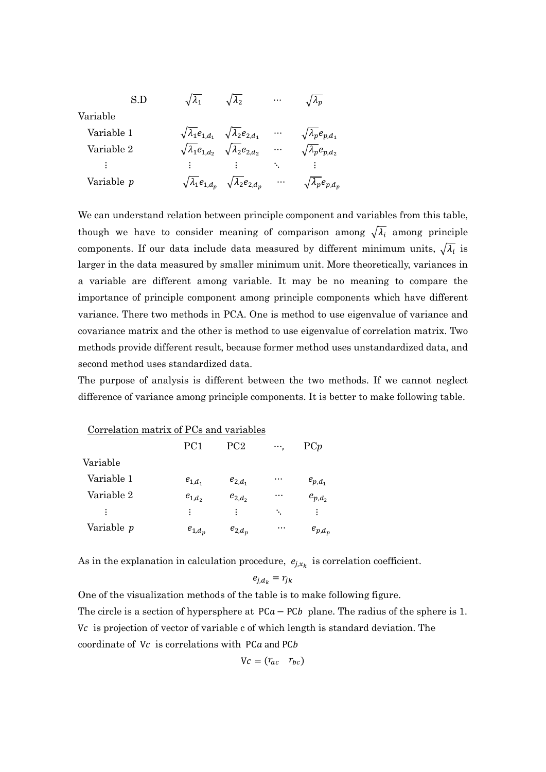| S.D | $\sqrt{\lambda_1}$ | $\sqrt{\lambda_2}$ | $\cdots$ | $\sqrt{\lambda_p}$ |
|---|---|---|---|---|
| Variable | | | | |
| Variable 1 | $\sqrt{\lambda_1}e_{1,d_1}$ | $\sqrt{\lambda_2}e_{2,d_1}$ | $\cdots$ | $\sqrt{\lambda_p}e_{p,d_1}$ |
| Variable 2 | $\sqrt{\lambda_1}e_{1,d_2}$ | $\sqrt{\lambda_2}e_{2,d_2}$ | $\cdots$ | $\sqrt{\lambda_p}e_{p,d_2}$ |
| $\vdots$ | $\vdots$ | $\vdots$ | $\ddots$ | $\vdots$ |
| Variable $p$ | $\sqrt{\lambda_1}e_{1,d_p}$ | $\sqrt{\lambda_2}e_{2,d_p}$ | $\cdots$ | $\sqrt{\lambda_p}e_{p,d_p}$ |

We can understand relation between principle component and variables from this table, though we have to consider meaning of comparison among $\sqrt{\lambda_i}$ among principle components. If our data include data measured by different minimum units, $\sqrt{\lambda_i}$ is larger in the data measured by smaller minimum unit. More theoretically, variances in a variable are different among variable. It may be no meaning to compare the importance of principle component among principle components which have different variance. There two methods in PCA. One is method to use eigenvalue of variance and covariance matrix and the other is method to use eigenvalue of correlation matrix. Two methods provide different result, because former method uses unstandardized data, and second method uses standardized data.

The purpose of analysis is different between the two methods. If we cannot neglect difference of variance among principle components. It is better to make following table.

Correlation matrix of PCs and variables

| | PC1 | PC2 | $\cdots$, | PC$p$ |
|---|---|---|---|---|
| Variable | | | | |
| Variable 1 | $e_{1,d_1}$ | $e_{2,d_1}$ | $\cdots$ | $e_{p,d_1}$ |
| Variable 2 | $e_{1,d_2}$ | $e_{2,d_2}$ | $\cdots$ | $e_{p,d_2}$ |
| $\vdots$ | $\vdots$ | $\vdots$ | $\ddots$ | $\vdots$ |
| Variable $p$ | $e_{1,d_p}$ | $e_{2,d_p}$ | $\cdots$ | $e_{p,d_p}$ |

As in the explanation in calculation procedure, $e_{j,x_k}$ is correlation coefficient.

$$e_{j,d_k} = r_{jk}$$

One of the visualization methods of the table is to make following figure.

The circle is a section of hypersphere at $\mathrm{PC}a - \mathrm{PC}b$ plane. The radius of the sphere is 1. $\mathrm{V}c$ is projection of vector of variable c of which length is standard deviation. The coordinate of $\mathrm{V}c$ is correlations with $\mathrm{PC}a$ and $\mathrm{PC}b$

$$\mathrm{V}c = (r_{ac} \quad r_{bc})$$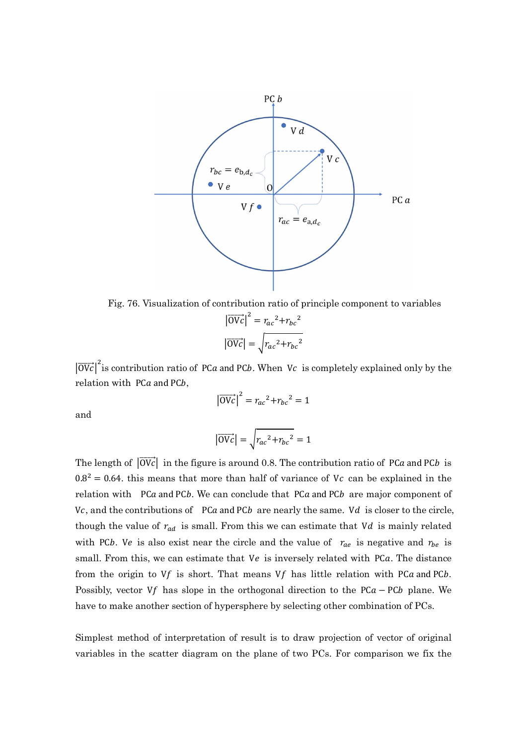Fig. 76. Visualization of contribution ratio of principle component to variables

$$\left|\overrightarrow{\mathrm{OV}c}\right|^2 = r_{ac}{}^2 + r_{bc}{}^2$$

$$\left|\overrightarrow{\mathrm{OV}c}\right| = \sqrt{r_{ac}{}^2 + r_{bc}{}^2}$$

$\left|\overrightarrow{\mathrm{OV}c}\right|^2$ is contribution ratio of PC$a$ and PC$b$. When V$c$ is completely explained only by the relation with PC$a$ and PC$b$,

$$\left|\overrightarrow{\mathrm{OV}c}\right|^2 = r_{ac}{}^2 + r_{bc}{}^2 = 1$$

and

$$\left|\overrightarrow{\mathrm{OV}c}\right| = \sqrt{r_{ac}{}^2 + r_{bc}{}^2} = 1$$

The length of $\left|\overrightarrow{\mathrm{OV}c}\right|$ in the figure is around 0.8. The contribution ratio of PC$a$ and PC$b$ is $0.8^2 = 0.64$. this means that more than half of variance of V$c$ can be explained in the relation with PC$a$ and PC$b$. We can conclude that PC$a$ and PC$b$ are major component of V$c$, and the contributions of PC$a$ and PC$b$ are nearly the same. V$d$ is closer to the circle, though the value of $r_{ad}$ is small. From this we can estimate that V$d$ is mainly related with PC$b$. V$e$ is also exist near the circle and the value of $r_{ae}$ is negative and $r_{be}$ is small. From this, we can estimate that V$e$ is inversely related with PC$a$. The distance from the origin to V$f$ is short. That means V$f$ has little relation with PC$a$ and PC$b$. Possibly, vector V$f$ has slope in the orthogonal direction to the PC$a$ − PC$b$ plane. We have to make another section of hypersphere by selecting other combination of PCs.

Simplest method of interpretation of result is to draw projection of vector of original variables in the scatter diagram on the plane of two PCs. For comparison we fix the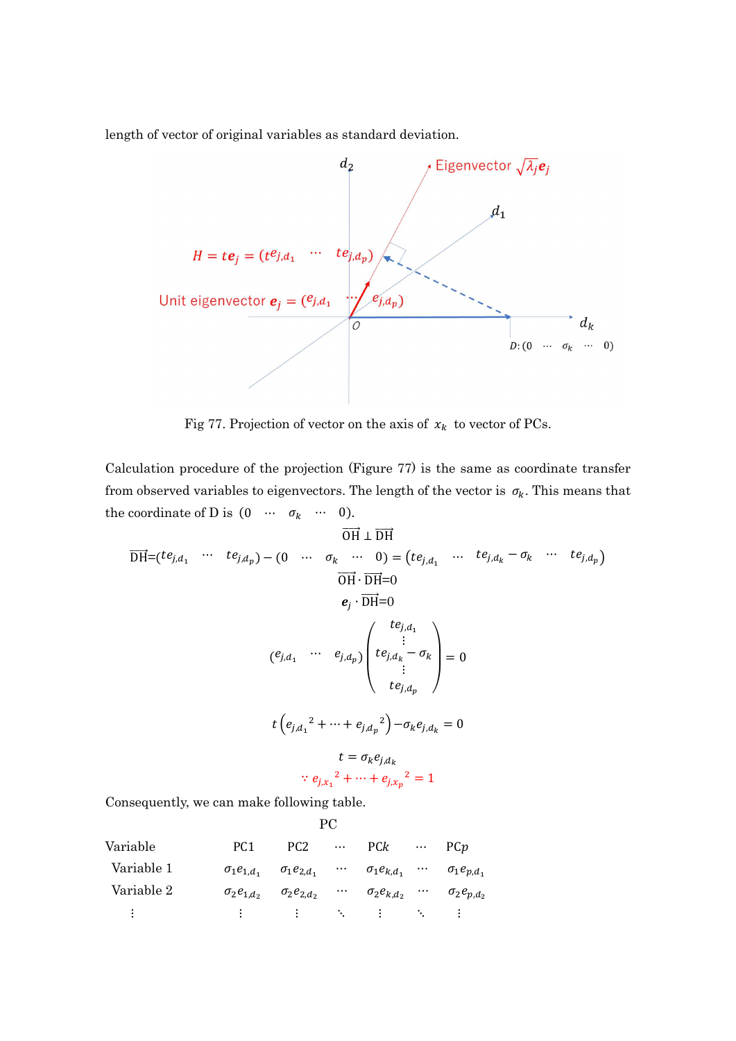length of vector of original variables as standard deviation.

Fig 77. Projection of vector on the axis of $x_k$ to vector of PCs.

Calculation procedure of the projection (Figure 77) is the same as coordinate transfer from observed variables to eigenvectors. The length of the vector is $\sigma_k$. This means that the coordinate of D is $(0 \quad \cdots \quad \sigma_k \quad \cdots \quad 0)$.

$$\overrightarrow{\mathrm{OH}} \perp \overrightarrow{\mathrm{DH}}$$

$$\overrightarrow{\mathrm{DH}} = (te_{j,d_1} \quad \cdots \quad te_{j,d_p}) - (0 \quad \cdots \quad \sigma_k \quad \cdots \quad 0) = (te_{j,d_1} \quad \cdots \quad te_{j,d_k} - \sigma_k \quad \cdots \quad te_{j,d_p})$$

$$\overrightarrow{\mathrm{OH}} \cdot \overrightarrow{\mathrm{DH}} = 0$$

$$\boldsymbol{e}_j \cdot \overrightarrow{\mathrm{DH}} = 0$$

$$(e_{j,d_1} \quad \cdots \quad e_{j,d_p}) \begin{pmatrix} te_{j,d_1} \\ \vdots \\ te_{j,d_k} - \sigma_k \\ \vdots \\ te_{j,d_p} \end{pmatrix} = 0$$

$$t\left({e_{j,d_1}}^2 + \cdots + {e_{j,d_p}}^2\right) - \sigma_k e_{j,d_k} = 0$$

$$t = \sigma_k e_{j,d_k}$$

$$\because {e_{j,x_1}}^2 + \cdots + {e_{j,x_p}}^2 = 1$$

Consequently, we can make following table.

| | PC | | | | | |
|---|---|---|---|---|---|---|
| Variable | PC1 | PC2 | $\cdots$ | PC$k$ | $\cdots$ | PC$p$ |
| Variable 1 | $\sigma_1 e_{1,d_1}$ | $\sigma_1 e_{2,d_1}$ | $\cdots$ | $\sigma_1 e_{k,d_1}$ | $\cdots$ | $\sigma_1 e_{p,d_1}$ |
| Variable 2 | $\sigma_2 e_{1,d_2}$ | $\sigma_2 e_{2,d_2}$ | $\cdots$ | $\sigma_2 e_{k,d_2}$ | $\cdots$ | $\sigma_2 e_{p,d_2}$ |
| $\vdots$ | $\vdots$ | $\vdots$ | $\ddots$ | $\vdots$ | $\ddots$ | $\vdots$ |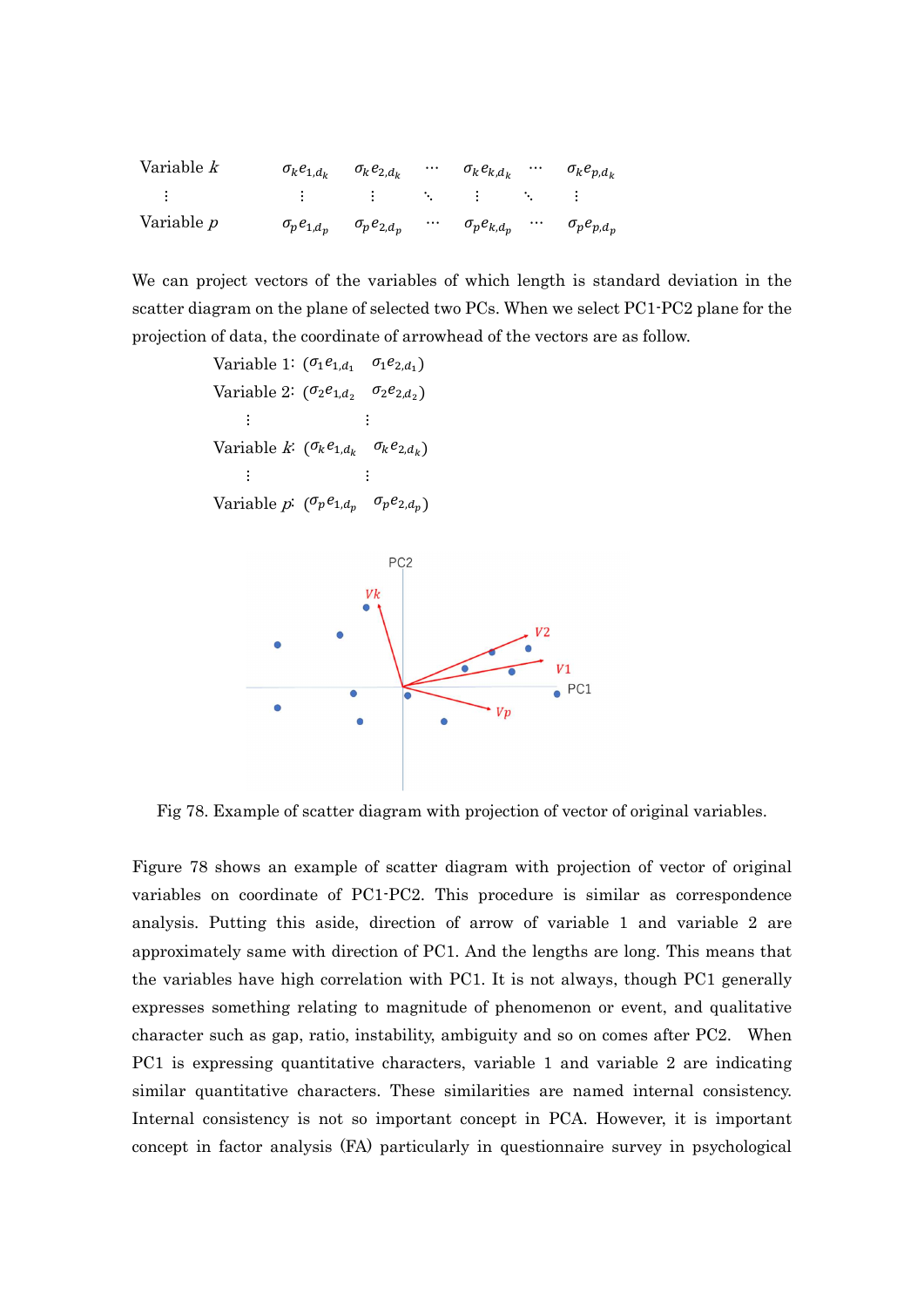| | | | | | | |
|---|---|---|---|---|---|---|
| Variable $k$ | $\sigma_k e_{1,d_k}$ | $\sigma_k e_{2,d_k}$ | $\cdots$ | $\sigma_k e_{k,d_k}$ | $\cdots$ | $\sigma_k e_{p,d_k}$ |
| $\vdots$ | $\vdots$ | $\vdots$ | $\ddots$ | $\vdots$ | $\ddots$ | $\vdots$ |
| Variable $p$ | $\sigma_p e_{1,d_p}$ | $\sigma_p e_{2,d_p}$ | $\cdots$ | $\sigma_p e_{k,d_p}$ | $\cdots$ | $\sigma_p e_{p,d_p}$ |

We can project vectors of the variables of which length is standard deviation in the scatter diagram on the plane of selected two PCs. When we select PC1-PC2 plane for the projection of data, the coordinate of arrowhead of the vectors are as follow.

Variable 1: $(\sigma_1 e_{1,d_1} \quad \sigma_1 e_{2,d_1})$

Variable 2: $(\sigma_2 e_{1,d_2} \quad \sigma_2 e_{2,d_2})$

$\vdots \qquad \vdots$

Variable $k$: $(\sigma_k e_{1,d_k} \quad \sigma_k e_{2,d_k})$

$\vdots \qquad \vdots$

Variable $p$: $(\sigma_p e_{1,d_p} \quad \sigma_p e_{2,d_p})$

Fig 78. Example of scatter diagram with projection of vector of original variables.

Figure 78 shows an example of scatter diagram with projection of vector of original variables on coordinate of PC1-PC2. This procedure is similar as correspondence analysis. Putting this aside, direction of arrow of variable 1 and variable 2 are approximately same with direction of PC1. And the lengths are long. This means that the variables have high correlation with PC1. It is not always, though PC1 generally expresses something relating to magnitude of phenomenon or event, and qualitative character such as gap, ratio, instability, ambiguity and so on comes after PC2. When PC1 is expressing quantitative characters, variable 1 and variable 2 are indicating similar quantitative characters. These similarities are named internal consistency. Internal consistency is not so important concept in PCA. However, it is important concept in factor analysis (FA) particularly in questionnaire survey in psychological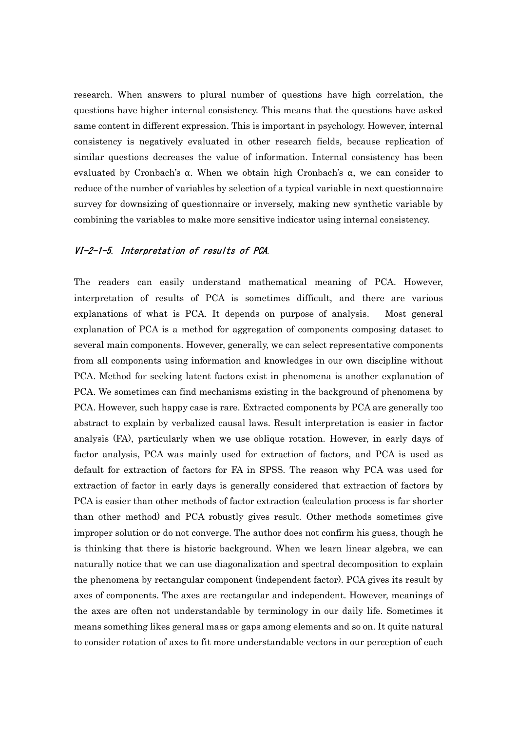research. When answers to plural number of questions have high correlation, the questions have higher internal consistency. This means that the questions have asked same content in different expression. This is important in psychology. However, internal consistency is negatively evaluated in other research fields, because replication of similar questions decreases the value of information. Internal consistency has been evaluated by Cronbach's α. When we obtain high Cronbach's α, we can consider to reduce of the number of variables by selection of a typical variable in next questionnaire survey for downsizing of questionnaire or inversely, making new synthetic variable by combining the variables to make more sensitive indicator using internal consistency.

### *VI-2-1-5. Interpretation of results of PCA.*

The readers can easily understand mathematical meaning of PCA. However, interpretation of results of PCA is sometimes difficult, and there are various explanations of what is PCA. It depends on purpose of analysis. Most general explanation of PCA is a method for aggregation of components composing dataset to several main components. However, generally, we can select representative components from all components using information and knowledges in our own discipline without PCA. Method for seeking latent factors exist in phenomena is another explanation of PCA. We sometimes can find mechanisms existing in the background of phenomena by PCA. However, such happy case is rare. Extracted components by PCA are generally too abstract to explain by verbalized causal laws. Result interpretation is easier in factor analysis (FA), particularly when we use oblique rotation. However, in early days of factor analysis, PCA was mainly used for extraction of factors, and PCA is used as default for extraction of factors for FA in SPSS. The reason why PCA was used for extraction of factor in early days is generally considered that extraction of factors by PCA is easier than other methods of factor extraction (calculation process is far shorter than other method) and PCA robustly gives result. Other methods sometimes give improper solution or do not converge. The author does not confirm his guess, though he is thinking that there is historic background. When we learn linear algebra, we can naturally notice that we can use diagonalization and spectral decomposition to explain the phenomena by rectangular component (independent factor). PCA gives its result by axes of components. The axes are rectangular and independent. However, meanings of the axes are often not understandable by terminology in our daily life. Sometimes it means something likes general mass or gaps among elements and so on. It quite natural to consider rotation of axes to fit more understandable vectors in our perception of each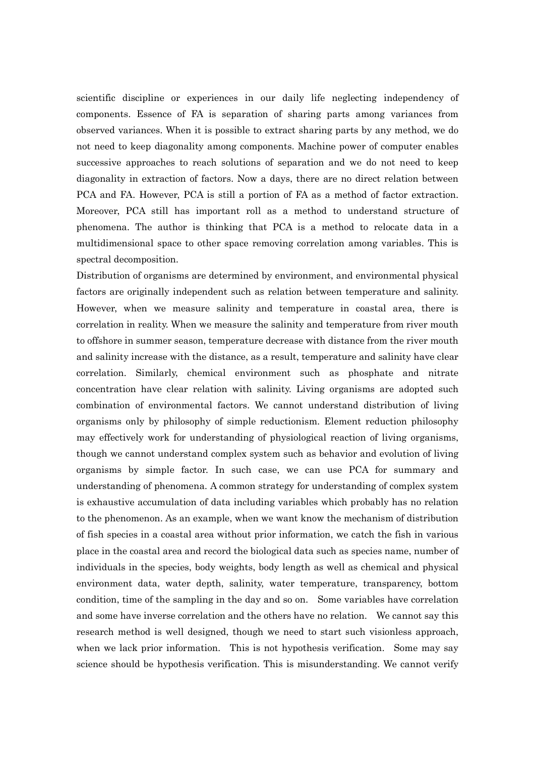scientific discipline or experiences in our daily life neglecting independency of components. Essence of FA is separation of sharing parts among variances from observed variances. When it is possible to extract sharing parts by any method, we do not need to keep diagonality among components. Machine power of computer enables successive approaches to reach solutions of separation and we do not need to keep diagonality in extraction of factors. Now a days, there are no direct relation between PCA and FA. However, PCA is still a portion of FA as a method of factor extraction. Moreover, PCA still has important roll as a method to understand structure of phenomena. The author is thinking that PCA is a method to relocate data in a multidimensional space to other space removing correlation among variables. This is spectral decomposition.

Distribution of organisms are determined by environment, and environmental physical factors are originally independent such as relation between temperature and salinity. However, when we measure salinity and temperature in coastal area, there is correlation in reality. When we measure the salinity and temperature from river mouth to offshore in summer season, temperature decrease with distance from the river mouth and salinity increase with the distance, as a result, temperature and salinity have clear correlation. Similarly, chemical environment such as phosphate and nitrate concentration have clear relation with salinity. Living organisms are adopted such combination of environmental factors. We cannot understand distribution of living organisms only by philosophy of simple reductionism. Element reduction philosophy may effectively work for understanding of physiological reaction of living organisms, though we cannot understand complex system such as behavior and evolution of living organisms by simple factor. In such case, we can use PCA for summary and understanding of phenomena. A common strategy for understanding of complex system is exhaustive accumulation of data including variables which probably has no relation to the phenomenon. As an example, when we want know the mechanism of distribution of fish species in a coastal area without prior information, we catch the fish in various place in the coastal area and record the biological data such as species name, number of individuals in the species, body weights, body length as well as chemical and physical environment data, water depth, salinity, water temperature, transparency, bottom condition, time of the sampling in the day and so on. Some variables have correlation and some have inverse correlation and the others have no relation. We cannot say this research method is well designed, though we need to start such visionless approach, when we lack prior information. This is not hypothesis verification. Some may say science should be hypothesis verification. This is misunderstanding. We cannot verify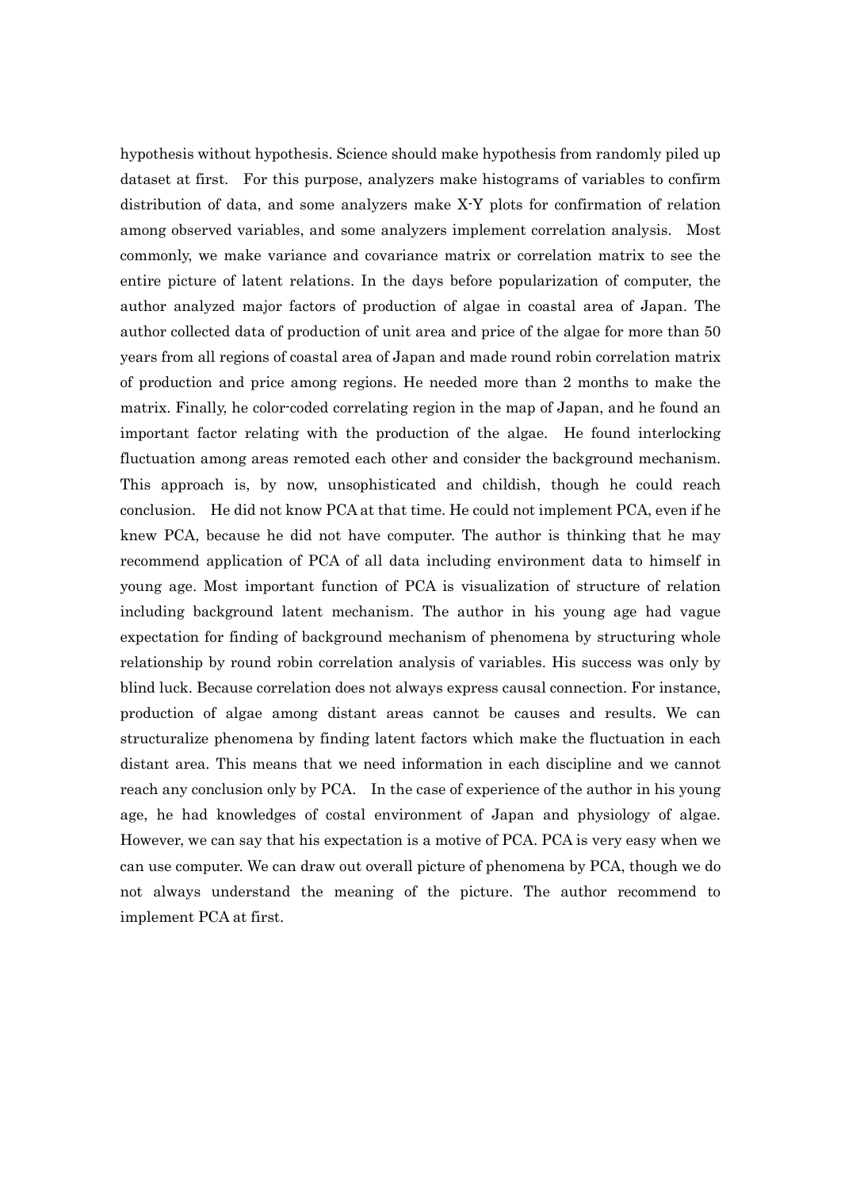hypothesis without hypothesis. Science should make hypothesis from randomly piled up dataset at first. For this purpose, analyzers make histograms of variables to confirm distribution of data, and some analyzers make X-Y plots for confirmation of relation among observed variables, and some analyzers implement correlation analysis. Most commonly, we make variance and covariance matrix or correlation matrix to see the entire picture of latent relations. In the days before popularization of computer, the author analyzed major factors of production of algae in coastal area of Japan. The author collected data of production of unit area and price of the algae for more than 50 years from all regions of coastal area of Japan and made round robin correlation matrix of production and price among regions. He needed more than 2 months to make the matrix. Finally, he color-coded correlating region in the map of Japan, and he found an important factor relating with the production of the algae. He found interlocking fluctuation among areas remoted each other and consider the background mechanism. This approach is, by now, unsophisticated and childish, though he could reach conclusion. He did not know PCA at that time. He could not implement PCA, even if he knew PCA, because he did not have computer. The author is thinking that he may recommend application of PCA of all data including environment data to himself in young age. Most important function of PCA is visualization of structure of relation including background latent mechanism. The author in his young age had vague expectation for finding of background mechanism of phenomena by structuring whole relationship by round robin correlation analysis of variables. His success was only by blind luck. Because correlation does not always express causal connection. For instance, production of algae among distant areas cannot be causes and results. We can structuralize phenomena by finding latent factors which make the fluctuation in each distant area. This means that we need information in each discipline and we cannot reach any conclusion only by PCA. In the case of experience of the author in his young age, he had knowledges of costal environment of Japan and physiology of algae. However, we can say that his expectation is a motive of PCA. PCA is very easy when we can use computer. We can draw out overall picture of phenomena by PCA, though we do not always understand the meaning of the picture. The author recommend to implement PCA at first.